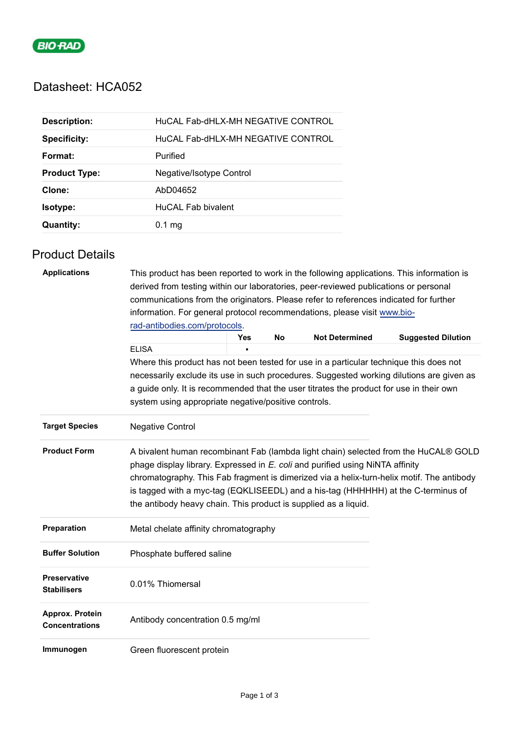BIO-RAD

# Datasheet: HCA052

| | |
|---|---|
| **Description:** | HuCAL Fab-dHLX-MH NEGATIVE CONTROL |
| **Specificity:** | HuCAL Fab-dHLX-MH NEGATIVE CONTROL |
| **Format:** | Purified |
| **Product Type:** | Negative/Isotype Control |
| **Clone:** | AbD04652 |
| **Isotype:** | HuCAL Fab bivalent |
| **Quantity:** | 0.1 mg |

## Product Details

**Applications**

This product has been reported to work in the following applications. This information is derived from testing within our laboratories, peer-reviewed publications or personal communications from the originators. Please refer to references indicated for further information. For general protocol recommendations, please visit [www.bio-rad-antibodies.com/protocols](www.bio-rad-antibodies.com/protocols).

| | Yes | No | Not Determined | Suggested Dilution |
|---|---|---|---|---|
| ELISA | ▪ | | | |

Where this product has not been tested for use in a particular technique this does not necessarily exclude its use in such procedures. Suggested working dilutions are given as a guide only. It is recommended that the user titrates the product for use in their own system using appropriate negative/positive controls.

| | |
|---|---|
| **Target Species** | Negative Control |
| **Product Form** | A bivalent human recombinant Fab (lambda light chain) selected from the HuCAL® GOLD phage display library. Expressed in *E. coli* and purified using NiNTA affinity chromatography. This Fab fragment is dimerized via a helix-turn-helix motif. The antibody is tagged with a myc-tag (EQKLISEEDL) and a his-tag (HHHHHH) at the C-terminus of the antibody heavy chain. This product is supplied as a liquid. |
| **Preparation** | Metal chelate affinity chromatography |
| **Buffer Solution** | Phosphate buffered saline |
| **Preservative Stabilisers** | 0.01% Thiomersal |
| **Approx. Protein Concentrations** | Antibody concentration 0.5 mg/ml |
| **Immunogen** | Green fluorescent protein |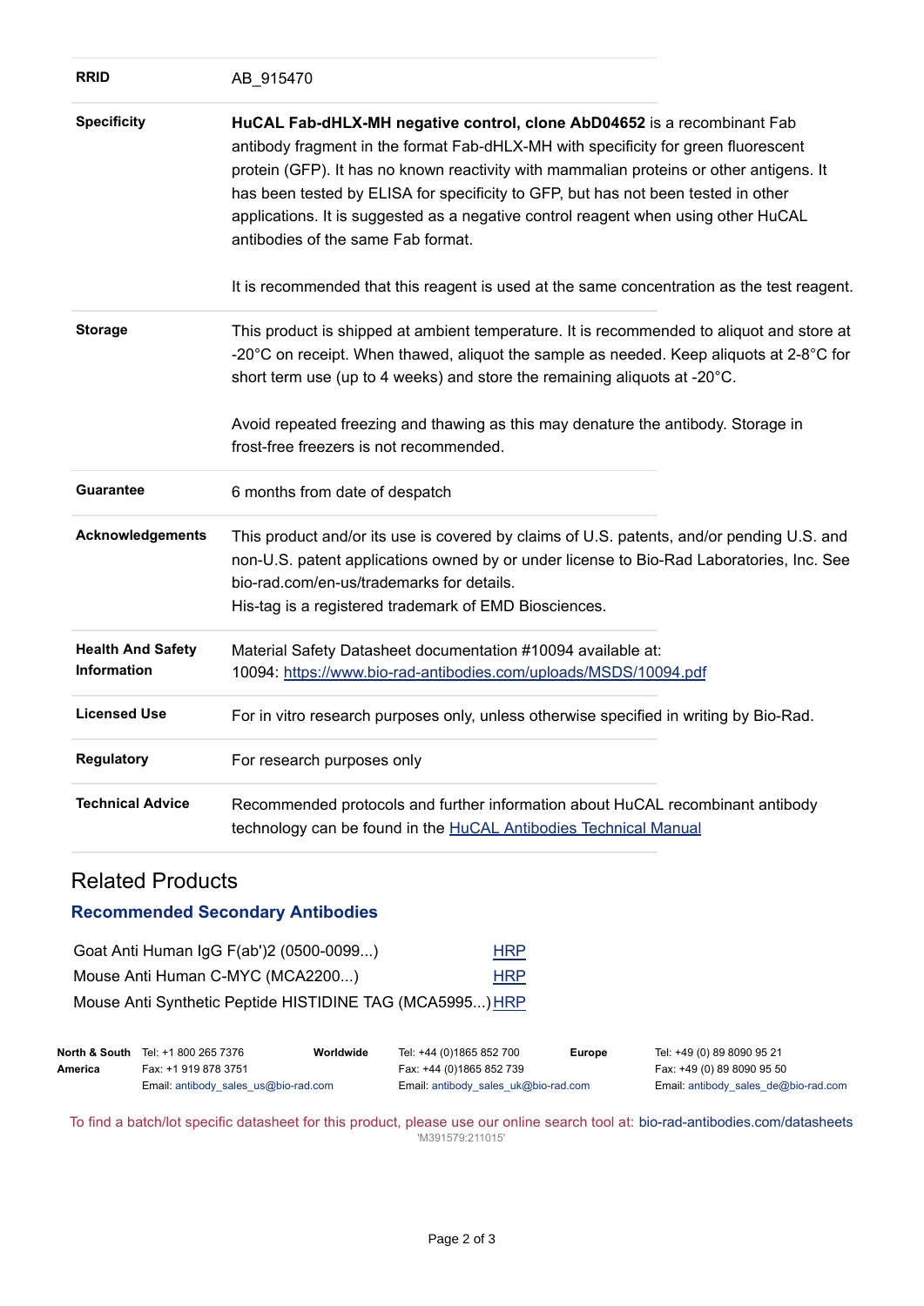| | |
|---|---|
| **RRID** | AB_915470 |
| **Specificity** | **HuCAL Fab-dHLX-MH negative control, clone AbD04652** is a recombinant Fab antibody fragment in the format Fab-dHLX-MH with specificity for green fluorescent protein (GFP). It has no known reactivity with mammalian proteins or other antigens. It has been tested by ELISA for specificity to GFP, but has not been tested in other applications. It is suggested as a negative control reagent when using other HuCAL antibodies of the same Fab format.<br><br>It is recommended that this reagent is used at the same concentration as the test reagent. |
| **Storage** | This product is shipped at ambient temperature. It is recommended to aliquot and store at -20°C on receipt. When thawed, aliquot the sample as needed. Keep aliquots at 2-8°C for short term use (up to 4 weeks) and store the remaining aliquots at -20°C.<br><br>Avoid repeated freezing and thawing as this may denature the antibody. Storage in frost-free freezers is not recommended. |
| **Guarantee** | 6 months from date of despatch |
| **Acknowledgements** | This product and/or its use is covered by claims of U.S. patents, and/or pending U.S. and non-U.S. patent applications owned by or under license to Bio-Rad Laboratories, Inc. See bio-rad.com/en-us/trademarks for details.<br>His-tag is a registered trademark of EMD Biosciences. |
| **Health And Safety Information** | Material Safety Datasheet documentation #10094 available at:<br>10094: https://www.bio-rad-antibodies.com/uploads/MSDS/10094.pdf |
| **Licensed Use** | For in vitro research purposes only, unless otherwise specified in writing by Bio-Rad. |
| **Regulatory** | For research purposes only |
| **Technical Advice** | Recommended protocols and further information about HuCAL recombinant antibody technology can be found in the HuCAL Antibodies Technical Manual |

## Related Products

### Recommended Secondary Antibodies

| | |
|---|---|
| Goat Anti Human IgG F(ab')2 (0500-0099...) | HRP |
| Mouse Anti Human C-MYC (MCA2200...) | HRP |
| Mouse Anti Synthetic Peptide HISTIDINE TAG (MCA5995...) | HRP |

| | | | | | |
|---|---|---|---|---|---|
| **North & South America** | Tel: +1 800 265 7376<br>Fax: +1 919 878 3751<br>Email: antibody_sales_us@bio-rad.com | **Worldwide** | Tel: +44 (0)1865 852 700<br>Fax: +44 (0)1865 852 739<br>Email: antibody_sales_uk@bio-rad.com | **Europe** | Tel: +49 (0) 89 8090 95 21<br>Fax: +49 (0) 89 8090 95 50<br>Email: antibody_sales_de@bio-rad.com |

To find a batch/lot specific datasheet for this product, please use our online search tool at: bio-rad-antibodies.com/datasheets

'M391579:211015'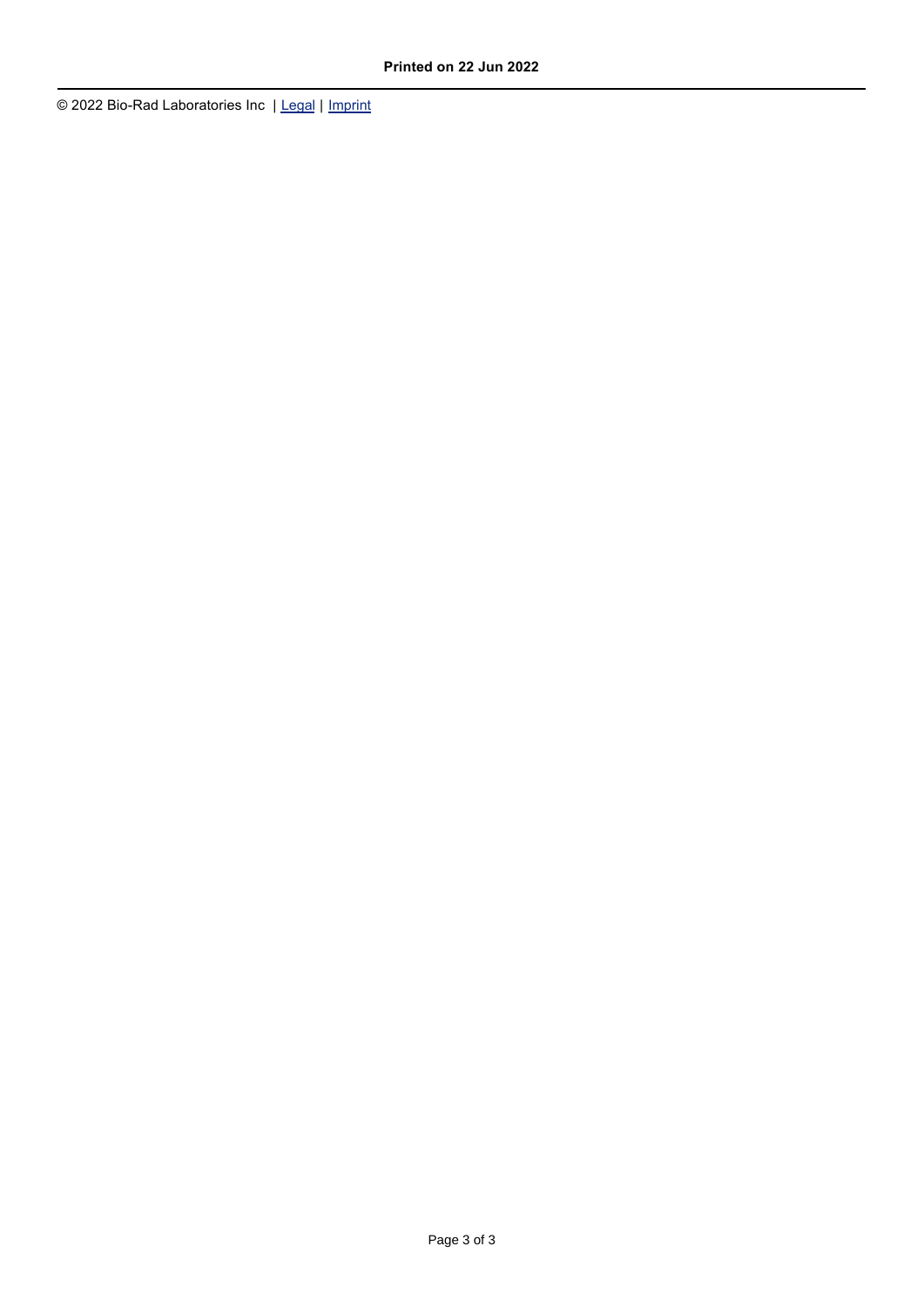**Printed on 22 Jun 2022**

---

© 2022 Bio-Rad Laboratories Inc | Legal | Imprint